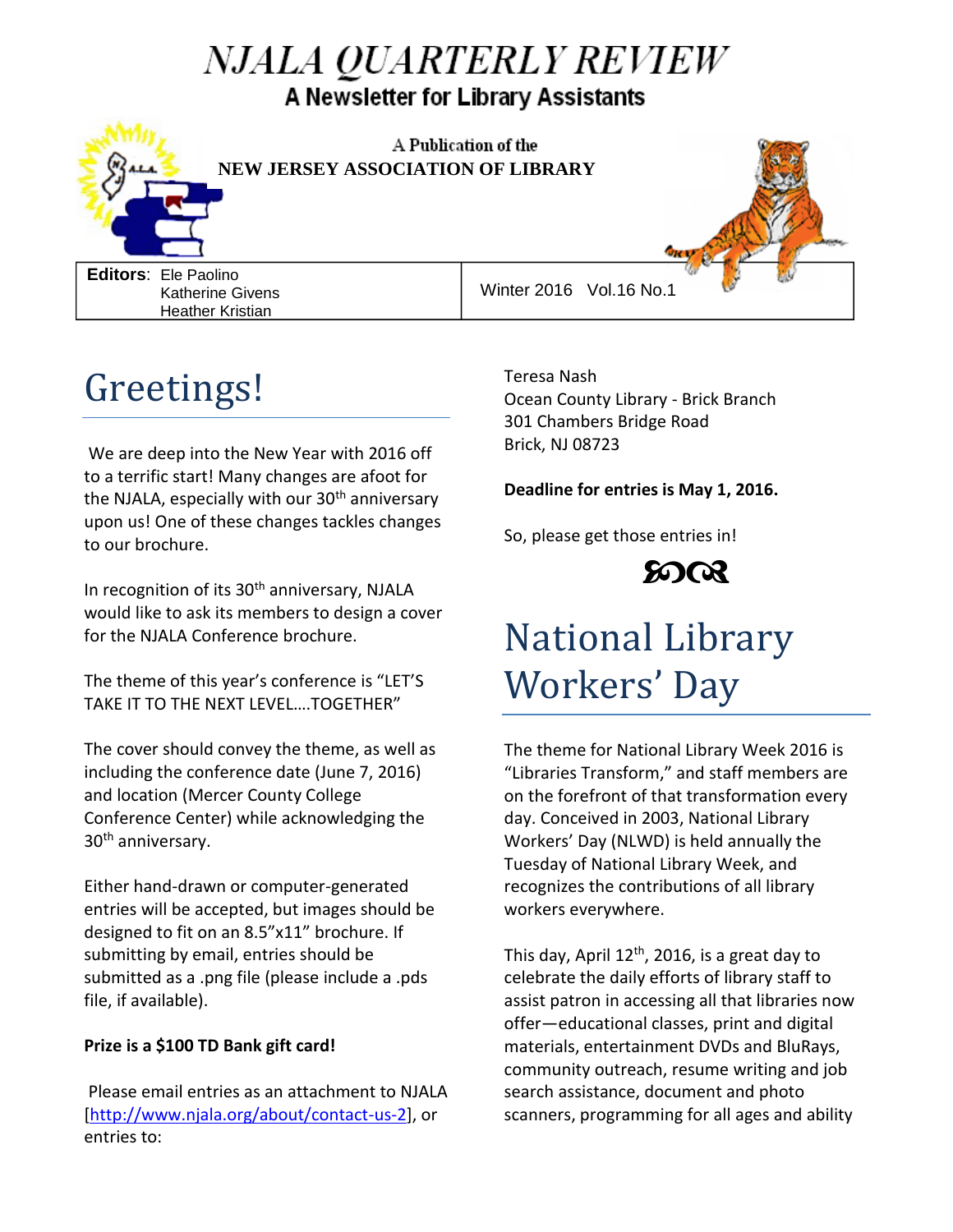# NJALA QUARTERLY REVIEW

**A Newsletter for Library Assistants**

A Publication of the

**NEW JERSEY ASSOCIATION OF LIBRARY**

**Editors**: Ele Paolino
Katherine Givens
Heather Kristian

Winter 2016 Vol.16 No.1

## Greetings!

We are deep into the New Year with 2016 off to a terrific start! Many changes are afoot for the NJALA, especially with our 30th anniversary upon us! One of these changes tackles changes to our brochure.

In recognition of its 30th anniversary, NJALA would like to ask its members to design a cover for the NJALA Conference brochure.

The theme of this year's conference is "LET'S TAKE IT TO THE NEXT LEVEL….TOGETHER"

The cover should convey the theme, as well as including the conference date (June 7, 2016) and location (Mercer County College Conference Center) while acknowledging the 30th anniversary.

Either hand-drawn or computer-generated entries will be accepted, but images should be designed to fit on an 8.5"x11" brochure. If submitting by email, entries should be submitted as a .png file (please include a .pds file, if available).

**Prize is a $100 TD Bank gift card!**

Please email entries as an attachment to NJALA [http://www.njala.org/about/contact-us-2], or entries to:

Teresa Nash
Ocean County Library - Brick Branch
301 Chambers Bridge Road
Brick, NJ 08723

**Deadline for entries is May 1, 2016.**

So, please get those entries in!

## National Library Workers' Day

The theme for National Library Week 2016 is "Libraries Transform," and staff members are on the forefront of that transformation every day. Conceived in 2003, National Library Workers' Day (NLWD) is held annually the Tuesday of National Library Week, and recognizes the contributions of all library workers everywhere.

This day, April 12th, 2016, is a great day to celebrate the daily efforts of library staff to assist patron in accessing all that libraries now offer—educational classes, print and digital materials, entertainment DVDs and BluRays, community outreach, resume writing and job search assistance, document and photo scanners, programming for all ages and ability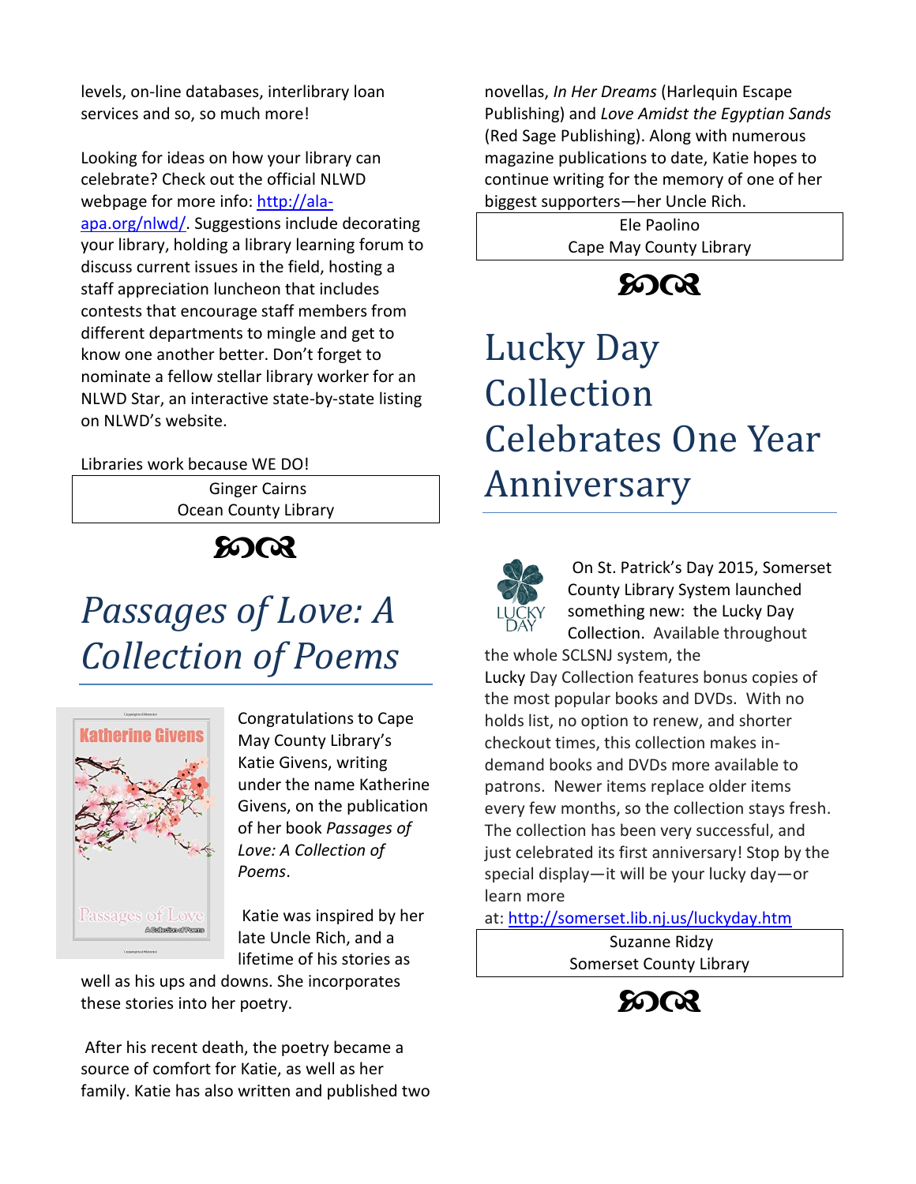levels, on-line databases, interlibrary loan services and so, so much more!

Looking for ideas on how your library can celebrate? Check out the official NLWD webpage for more info: http://ala-apa.org/nlwd/. Suggestions include decorating your library, holding a library learning forum to discuss current issues in the field, hosting a staff appreciation luncheon that includes contests that encourage staff members from different departments to mingle and get to know one another better. Don't forget to nominate a fellow stellar library worker for an NLWD Star, an interactive state-by-state listing on NLWD's website.

Libraries work because WE DO!

Ginger Cairns
Ocean County Library

ꕤ

# *Passages of Love: A Collection of Poems*

Congratulations to Cape May County Library's Katie Givens, writing under the name Katherine Givens, on the publication of her book *Passages of Love: A Collection of Poems*.

Katie was inspired by her late Uncle Rich, and a lifetime of his stories as well as his ups and downs. She incorporates these stories into her poetry.

After his recent death, the poetry became a source of comfort for Katie, as well as her family. Katie has also written and published two novellas, *In Her Dreams* (Harlequin Escape Publishing) and *Love Amidst the Egyptian Sands* (Red Sage Publishing). Along with numerous magazine publications to date, Katie hopes to continue writing for the memory of one of her biggest supporters—her Uncle Rich.

Ele Paolino
Cape May County Library

ꕤ

# Lucky Day Collection Celebrates One Year Anniversary

On St. Patrick's Day 2015, Somerset County Library System launched something new: the Lucky Day Collection. Available throughout the whole SCLSNJ system, the Lucky Day Collection features bonus copies of the most popular books and DVDs. With no holds list, no option to renew, and shorter checkout times, this collection makes in-demand books and DVDs more available to patrons. Newer items replace older items every few months, so the collection stays fresh. The collection has been very successful, and just celebrated its first anniversary! Stop by the special display—it will be your lucky day—or learn more at: http://somerset.lib.nj.us/luckyday.htm

Suzanne Ridzy
Somerset County Library

ꕤ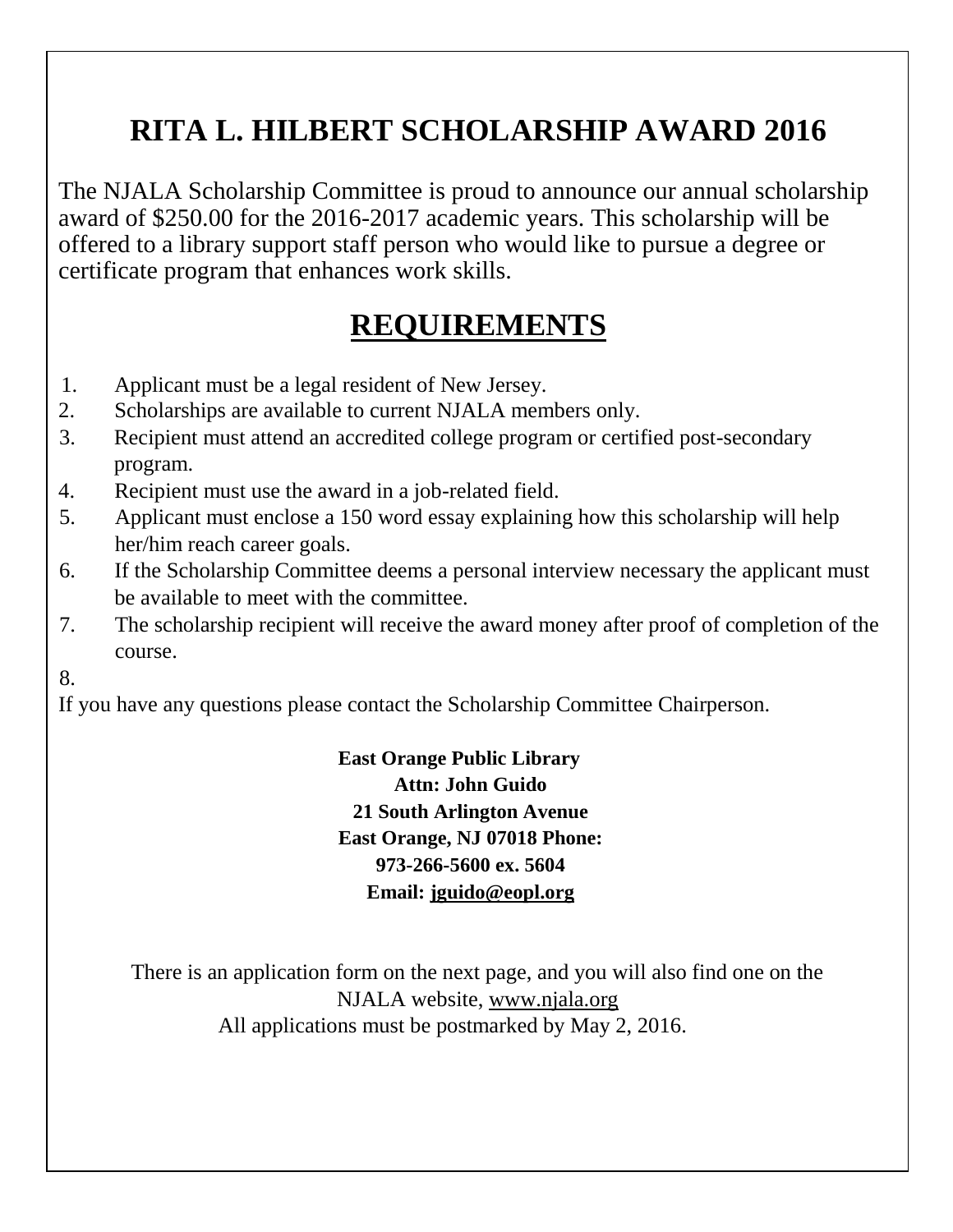# RITA L. HILBERT SCHOLARSHIP AWARD 2016

The NJALA Scholarship Committee is proud to announce our annual scholarship award of $250.00 for the 2016-2017 academic years. This scholarship will be offered to a library support staff person who would like to pursue a degree or certificate program that enhances work skills.

## REQUIREMENTS

1. Applicant must be a legal resident of New Jersey.
2. Scholarships are available to current NJALA members only.
3. Recipient must attend an accredited college program or certified post-secondary program.
4. Recipient must use the award in a job-related field.
5. Applicant must enclose a 150 word essay explaining how this scholarship will help her/him reach career goals.
6. If the Scholarship Committee deems a personal interview necessary the applicant must be available to meet with the committee.
7. The scholarship recipient will receive the award money after proof of completion of the course.
8.

If you have any questions please contact the Scholarship Committee Chairperson.

**East Orange Public Library**
**Attn: John Guido**
**21 South Arlington Avenue**
**East Orange, NJ 07018 Phone:**
**973-266-5600 ex. 5604**
**Email: jguido@eopl.org**

There is an application form on the next page, and you will also find one on the NJALA website, www.njala.org
All applications must be postmarked by May 2, 2016.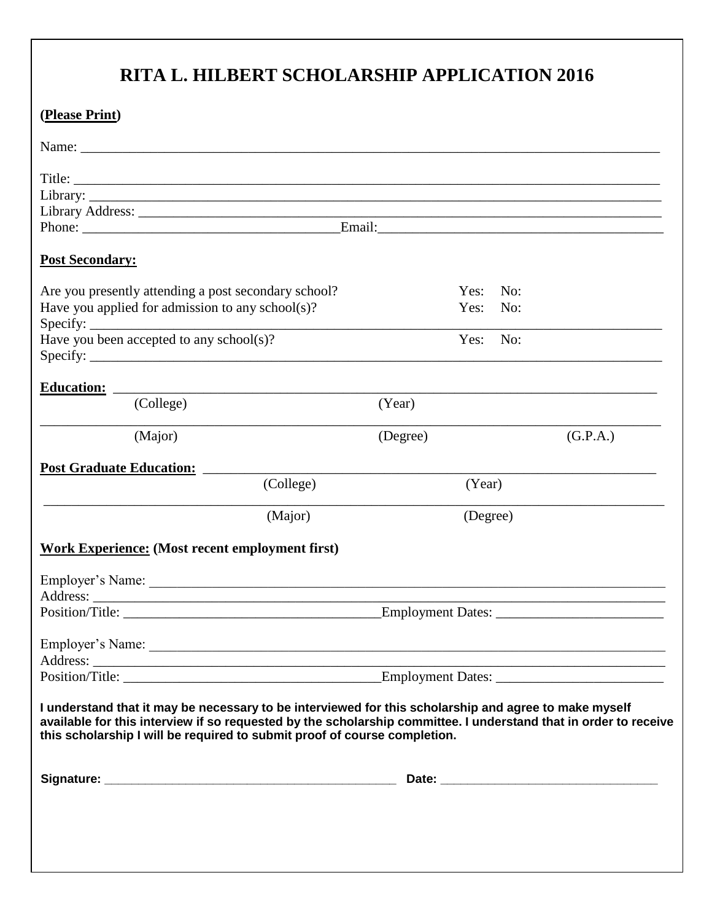# RITA L. HILBERT SCHOLARSHIP APPLICATION 2016

**(Please Print)**

Name: ______________________________________________________________________

Title: ______________________________________________________________________

Library: ____________________________________________________________________

Library Address: ______________________________________________________________

Phone: ____________________________ Email: ___________________________________

**Post Secondary:**

Are you presently attending a post secondary school? Yes: No:

Have you applied for admission to any school(s)? Yes: No:

Specify: ____________________________________________________________________

Have you been accepted to any school(s)? Yes: No:

Specify: ____________________________________________________________________

**Education:** ______________________________________________________________

(College) (Year)

____________________________________________________________________________

(Major) (Degree) (G.P.A.)

**Post Graduate Education:** ____________________________________________________

(College) (Year)

____________________________________________________________________________

(Major) (Degree)

**Work Experience: (Most recent employment first)**

Employer's Name: ______________________________________________________________

Address: ____________________________________________________________________

Position/Title: ____________________________ Employment Dates: ____________________

Employer's Name: ______________________________________________________________

Address: ____________________________________________________________________

Position/Title: ____________________________ Employment Dates: ____________________

**I understand that it may be necessary to be interviewed for this scholarship and agree to make myself available for this interview if so requested by the scholarship committee. I understand that in order to receive this scholarship I will be required to submit proof of course completion.**

**Signature:** ______________________________ **Date:** ______________________________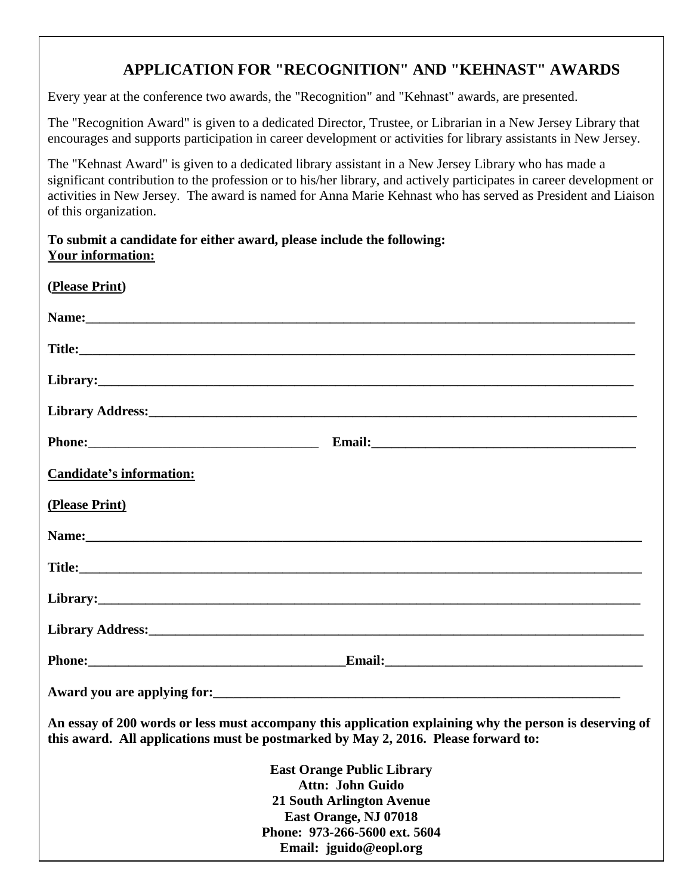## APPLICATION FOR "RECOGNITION" AND "KEHNAST" AWARDS

Every year at the conference two awards, the "Recognition" and "Kehnast" awards, are presented.

The "Recognition Award" is given to a dedicated Director, Trustee, or Librarian in a New Jersey Library that encourages and supports participation in career development or activities for library assistants in New Jersey.

The "Kehnast Award" is given to a dedicated library assistant in a New Jersey Library who has made a significant contribution to the profession or to his/her library, and actively participates in career development or activities in New Jersey. The award is named for Anna Marie Kehnast who has served as President and Liaison of this organization.

**To submit a candidate for either award, please include the following:**
**Your information:**

**(Please Print)**

**Name:**_______________________________________________

**Title:**_______________________________________________

**Library:**_______________________________________________

**Library Address:**_______________________________________________

**Phone:**_______________________ **Email:**_______________________

**Candidate's information:**

**(Please Print)**

**Name:**_______________________________________________

**Title:**_______________________________________________

**Library:**_______________________________________________

**Library Address:**_______________________________________________

**Phone:**_______________________ **Email:**_______________________

**Award you are applying for:**_______________________________________________

**An essay of 200 words or less must accompany this application explaining why the person is deserving of this award. All applications must be postmarked by May 2, 2016. Please forward to:**

**East Orange Public Library**
**Attn: John Guido**
**21 South Arlington Avenue**
**East Orange, NJ 07018**
**Phone: 973-266-5600 ext. 5604**
**Email: jguido@eopl.org**